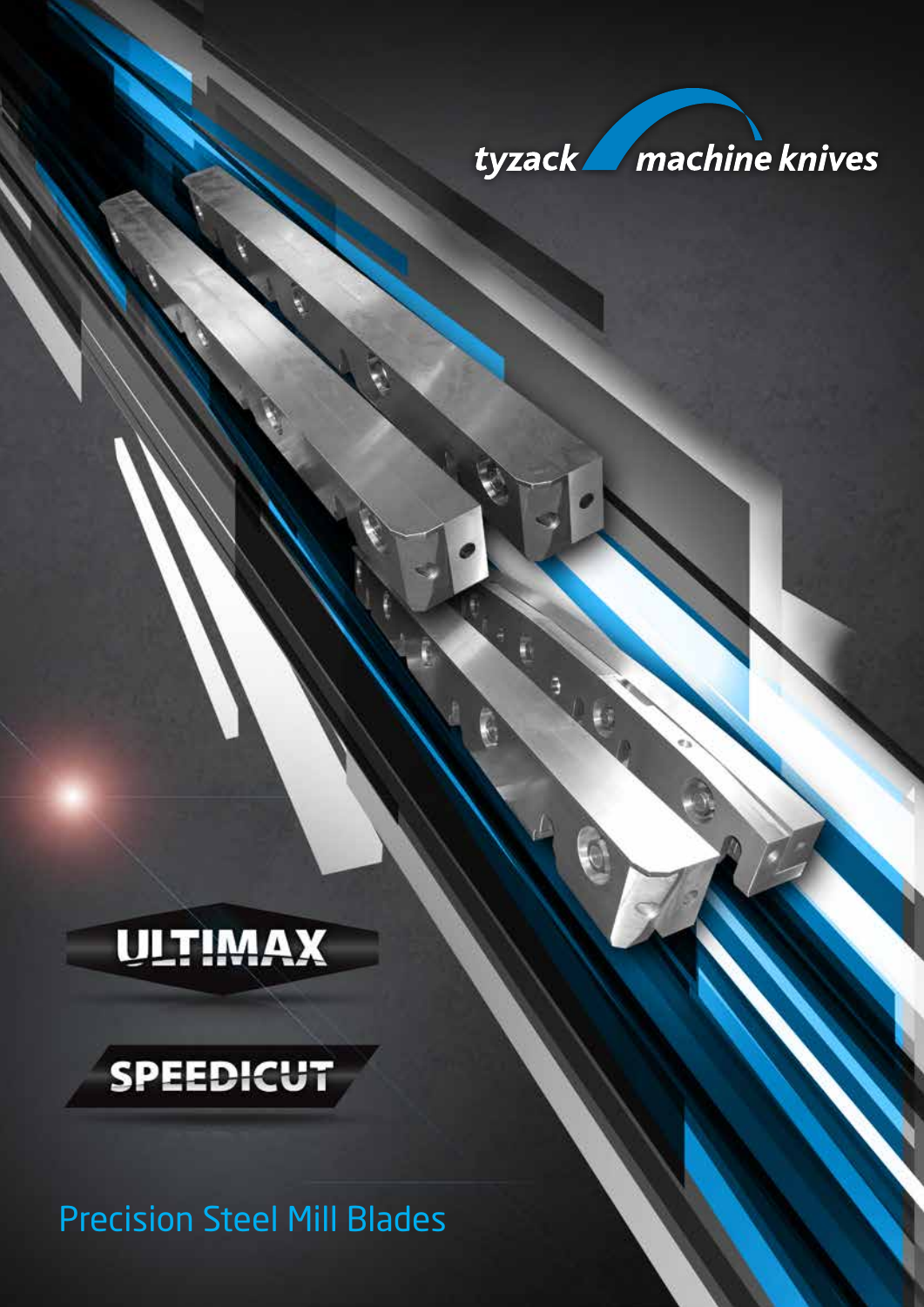tyzack machine knives

ULTIMAX

SPEEDICUT

# Precision Steel Mill Blades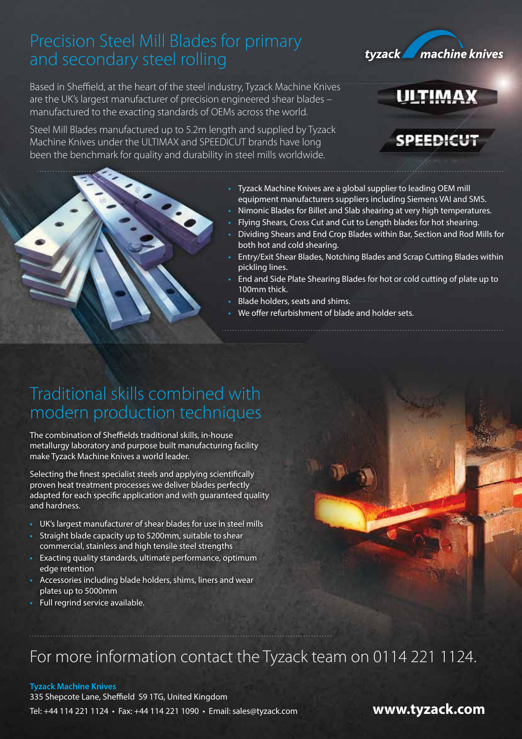# Precision Steel Mill Blades for primary and secondary steel rolling

tyzack machine knives

ULTIMAX

SPEEDICUT

Based in Sheffield, at the heart of the steel industry, Tyzack Machine Knives are the UK's largest manufacturer of precision engineered shear blades – manufactured to the exacting standards of OEMs across the world.

Steel Mill Blades manufactured up to 5.2m length and supplied by Tyzack Machine Knives under the ULTIMAX and SPEEDICUT brands have long been the benchmark for quality and durability in steel mills worldwide.

- Tyzack Machine Knives are a global supplier to leading OEM mill equipment manufacturers suppliers including Siemens VAI and SMS.
- Nimonic Blades for Billet and Slab shearing at very high temperatures.
- Flying Shears, Cross Cut and Cut to Length blades for hot shearing.
- Dividing Shears and End Crop Blades within Bar, Section and Rod Mills for both hot and cold shearing.
- Entry/Exit Shear Blades, Notching Blades and Scrap Cutting Blades within pickling lines.
- End and Side Plate Shearing Blades for hot or cold cutting of plate up to 100mm thick.
- Blade holders, seats and shims.
- We offer refurbishment of blade and holder sets.

## Traditional skills combined with modern production techniques

The combination of Sheffields traditional skills, in-house metallurgy laboratory and purpose built manufacturing facility make Tyzack Machine Knives a world leader.

Selecting the finest specialist steels and applying scientifically proven heat treatment processes we deliver blades perfectly adapted for each specific application and with guaranteed quality and hardness.

- UK's largest manufacturer of shear blades for use in steel mills
- Straight blade capacity up to 5200mm, suitable to shear commercial, stainless and high tensile steel strengths
- Exacting quality standards, ultimate performance, optimum edge retention
- Accessories including blade holders, shims, liners and wear plates up to 5000mm
- Full regrind service available.

## For more information contact the Tyzack team on 0114 221 1124.

**Tyzack Machine Knives**
335 Shepcote Lane, Sheffield S9 1TG, United Kingdom
Tel: +44 114 221 1124 • Fax: +44 114 221 1090 • Email: sales@tyzack.com

**www.tyzack.com**